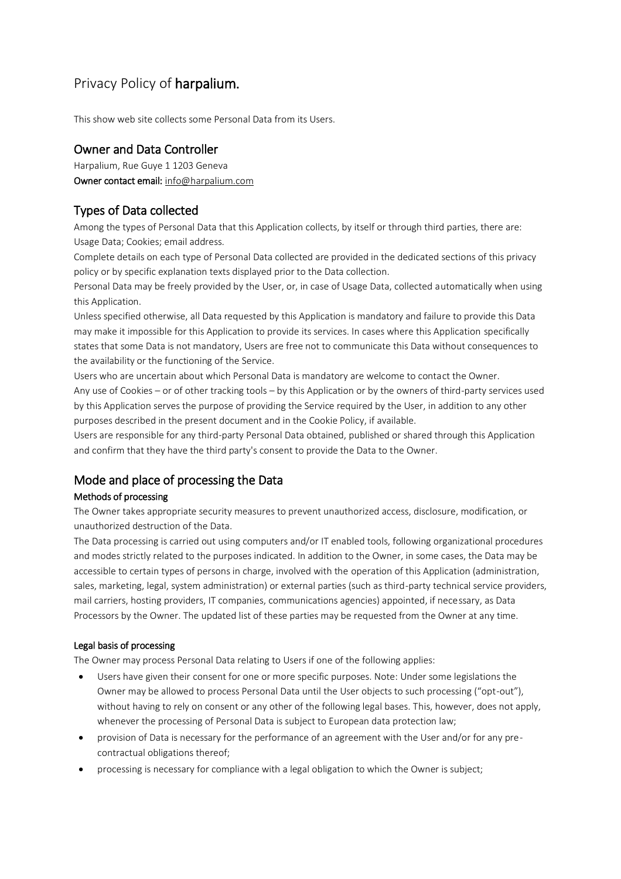# Privacy Policy of **harpalium.**

This show web site collects some Personal Data from its Users.

## Owner and Data Controller

Harpalium, Rue Guye 1 1203 Geneva
**Owner contact email:** info@harpalium.com

## Types of Data collected

Among the types of Personal Data that this Application collects, by itself or through third parties, there are: Usage Data; Cookies; email address.

Complete details on each type of Personal Data collected are provided in the dedicated sections of this privacy policy or by specific explanation texts displayed prior to the Data collection.

Personal Data may be freely provided by the User, or, in case of Usage Data, collected automatically when using this Application.

Unless specified otherwise, all Data requested by this Application is mandatory and failure to provide this Data may make it impossible for this Application to provide its services. In cases where this Application specifically states that some Data is not mandatory, Users are free not to communicate this Data without consequences to the availability or the functioning of the Service.

Users who are uncertain about which Personal Data is mandatory are welcome to contact the Owner.

Any use of Cookies – or of other tracking tools – by this Application or by the owners of third-party services used by this Application serves the purpose of providing the Service required by the User, in addition to any other purposes described in the present document and in the Cookie Policy, if available.

Users are responsible for any third-party Personal Data obtained, published or shared through this Application and confirm that they have the third party's consent to provide the Data to the Owner.

## Mode and place of processing the Data

### Methods of processing

The Owner takes appropriate security measures to prevent unauthorized access, disclosure, modification, or unauthorized destruction of the Data.

The Data processing is carried out using computers and/or IT enabled tools, following organizational procedures and modes strictly related to the purposes indicated. In addition to the Owner, in some cases, the Data may be accessible to certain types of persons in charge, involved with the operation of this Application (administration, sales, marketing, legal, system administration) or external parties (such as third-party technical service providers, mail carriers, hosting providers, IT companies, communications agencies) appointed, if necessary, as Data Processors by the Owner. The updated list of these parties may be requested from the Owner at any time.

### Legal basis of processing

The Owner may process Personal Data relating to Users if one of the following applies:

- Users have given their consent for one or more specific purposes. Note: Under some legislations the Owner may be allowed to process Personal Data until the User objects to such processing ("opt-out"), without having to rely on consent or any other of the following legal bases. This, however, does not apply, whenever the processing of Personal Data is subject to European data protection law;
- provision of Data is necessary for the performance of an agreement with the User and/or for any pre-contractual obligations thereof;
- processing is necessary for compliance with a legal obligation to which the Owner is subject;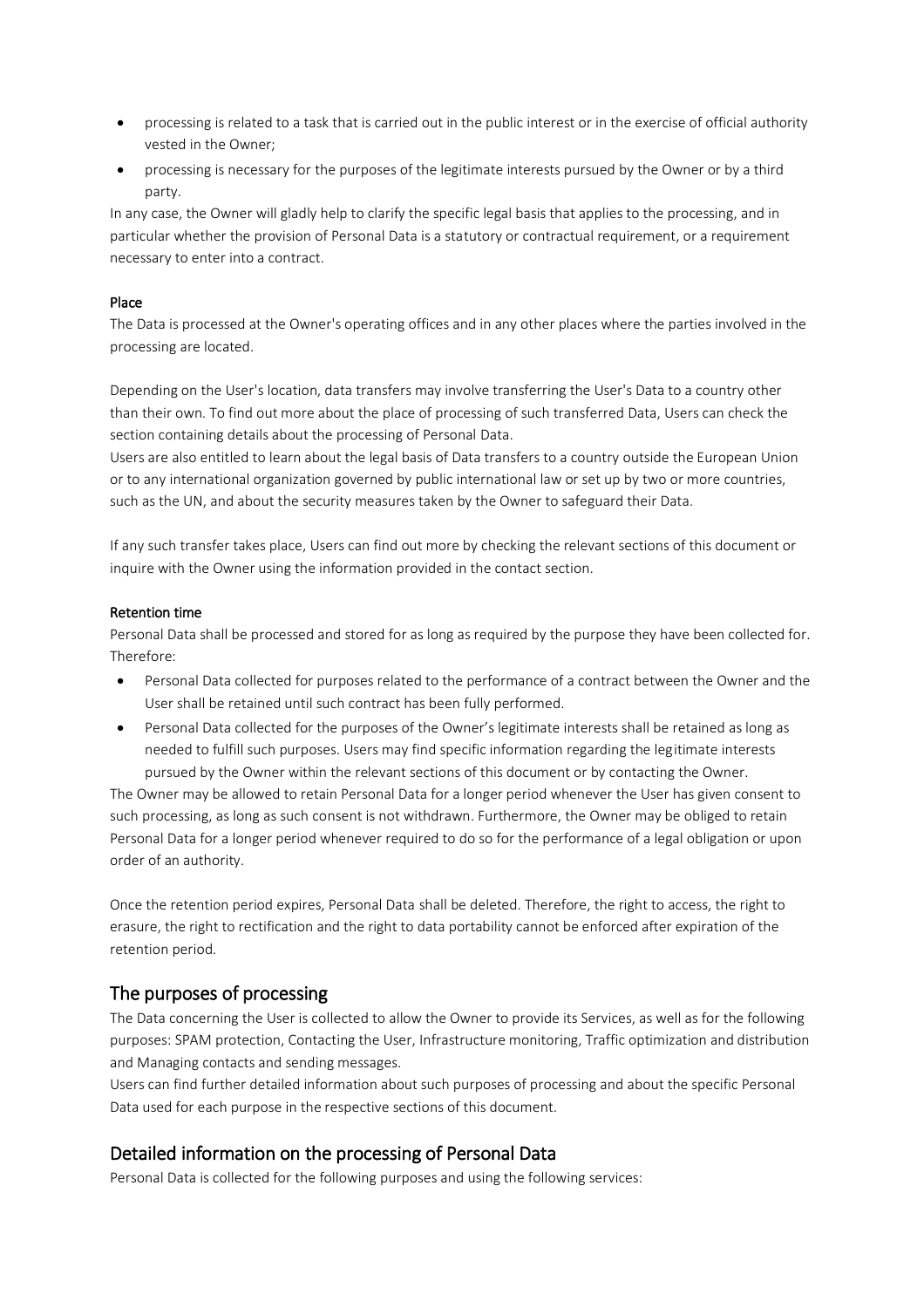- processing is related to a task that is carried out in the public interest or in the exercise of official authority vested in the Owner;
- processing is necessary for the purposes of the legitimate interests pursued by the Owner or by a third party.

In any case, the Owner will gladly help to clarify the specific legal basis that applies to the processing, and in particular whether the provision of Personal Data is a statutory or contractual requirement, or a requirement necessary to enter into a contract.

#### Place

The Data is processed at the Owner's operating offices and in any other places where the parties involved in the processing are located.

Depending on the User's location, data transfers may involve transferring the User's Data to a country other than their own. To find out more about the place of processing of such transferred Data, Users can check the section containing details about the processing of Personal Data.

Users are also entitled to learn about the legal basis of Data transfers to a country outside the European Union or to any international organization governed by public international law or set up by two or more countries, such as the UN, and about the security measures taken by the Owner to safeguard their Data.

If any such transfer takes place, Users can find out more by checking the relevant sections of this document or inquire with the Owner using the information provided in the contact section.

#### Retention time

Personal Data shall be processed and stored for as long as required by the purpose they have been collected for. Therefore:

- Personal Data collected for purposes related to the performance of a contract between the Owner and the User shall be retained until such contract has been fully performed.
- Personal Data collected for the purposes of the Owner's legitimate interests shall be retained as long as needed to fulfill such purposes. Users may find specific information regarding the legitimate interests pursued by the Owner within the relevant sections of this document or by contacting the Owner.

The Owner may be allowed to retain Personal Data for a longer period whenever the User has given consent to such processing, as long as such consent is not withdrawn. Furthermore, the Owner may be obliged to retain Personal Data for a longer period whenever required to do so for the performance of a legal obligation or upon order of an authority.

Once the retention period expires, Personal Data shall be deleted. Therefore, the right to access, the right to erasure, the right to rectification and the right to data portability cannot be enforced after expiration of the retention period.

## The purposes of processing

The Data concerning the User is collected to allow the Owner to provide its Services, as well as for the following purposes: SPAM protection, Contacting the User, Infrastructure monitoring, Traffic optimization and distribution and Managing contacts and sending messages.

Users can find further detailed information about such purposes of processing and about the specific Personal Data used for each purpose in the respective sections of this document.

## Detailed information on the processing of Personal Data

Personal Data is collected for the following purposes and using the following services: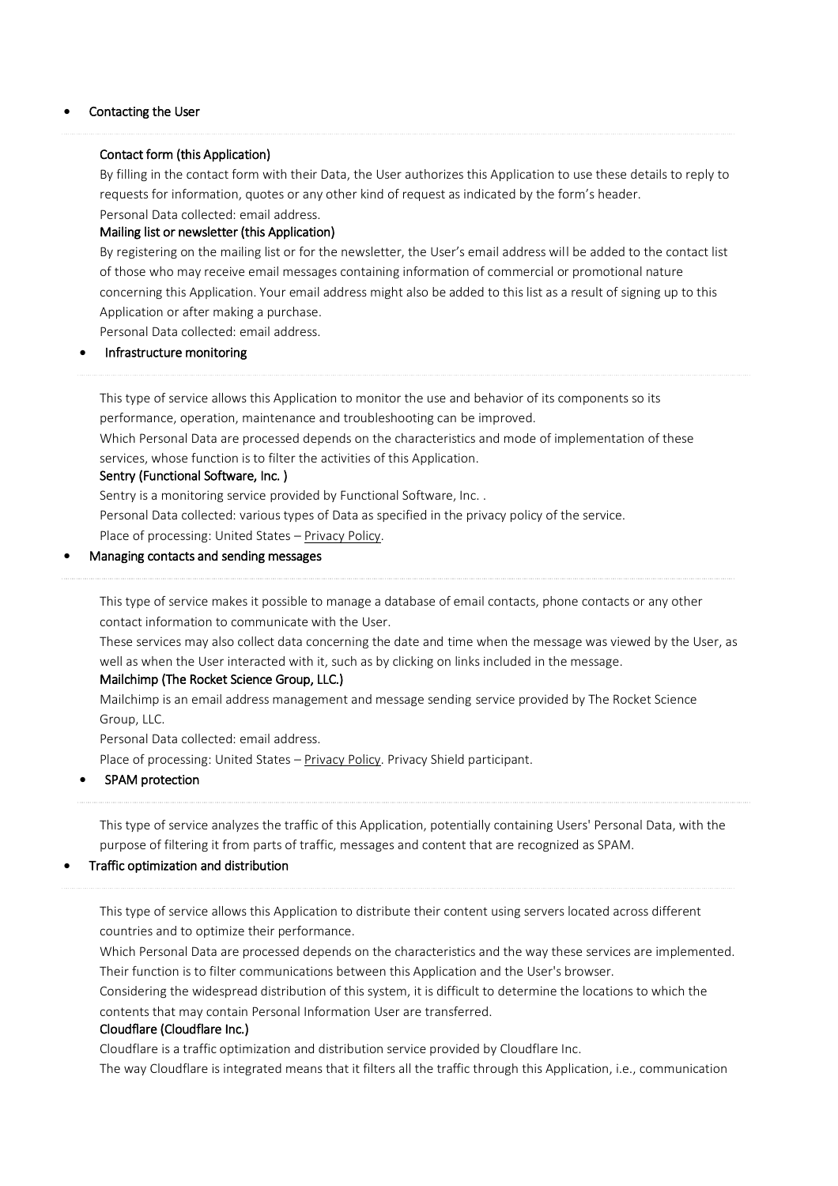- Contacting the User

#### Contact form (this Application)

By filling in the contact form with their Data, the User authorizes this Application to use these details to reply to requests for information, quotes or any other kind of request as indicated by the form's header.
Personal Data collected: email address.

#### Mailing list or newsletter (this Application)

By registering on the mailing list or for the newsletter, the User's email address will be added to the contact list of those who may receive email messages containing information of commercial or promotional nature concerning this Application. Your email address might also be added to this list as a result of signing up to this Application or after making a purchase.
Personal Data collected: email address.

- Infrastructure monitoring

This type of service allows this Application to monitor the use and behavior of its components so its performance, operation, maintenance and troubleshooting can be improved.
Which Personal Data are processed depends on the characteristics and mode of implementation of these services, whose function is to filter the activities of this Application.

#### Sentry (Functional Software, Inc. )

Sentry is a monitoring service provided by Functional Software, Inc. .
Personal Data collected: various types of Data as specified in the privacy policy of the service.
Place of processing: United States – Privacy Policy.

- Managing contacts and sending messages

This type of service makes it possible to manage a database of email contacts, phone contacts or any other contact information to communicate with the User.
These services may also collect data concerning the date and time when the message was viewed by the User, as well as when the User interacted with it, such as by clicking on links included in the message.

#### Mailchimp (The Rocket Science Group, LLC.)

Mailchimp is an email address management and message sending service provided by The Rocket Science Group, LLC.
Personal Data collected: email address.
Place of processing: United States – Privacy Policy. Privacy Shield participant.

- SPAM protection

This type of service analyzes the traffic of this Application, potentially containing Users' Personal Data, with the purpose of filtering it from parts of traffic, messages and content that are recognized as SPAM.

- Traffic optimization and distribution

This type of service allows this Application to distribute their content using servers located across different countries and to optimize their performance.
Which Personal Data are processed depends on the characteristics and the way these services are implemented. Their function is to filter communications between this Application and the User's browser.
Considering the widespread distribution of this system, it is difficult to determine the locations to which the contents that may contain Personal Information User are transferred.

#### Cloudflare (Cloudflare Inc.)

Cloudflare is a traffic optimization and distribution service provided by Cloudflare Inc.
The way Cloudflare is integrated means that it filters all the traffic through this Application, i.e., communication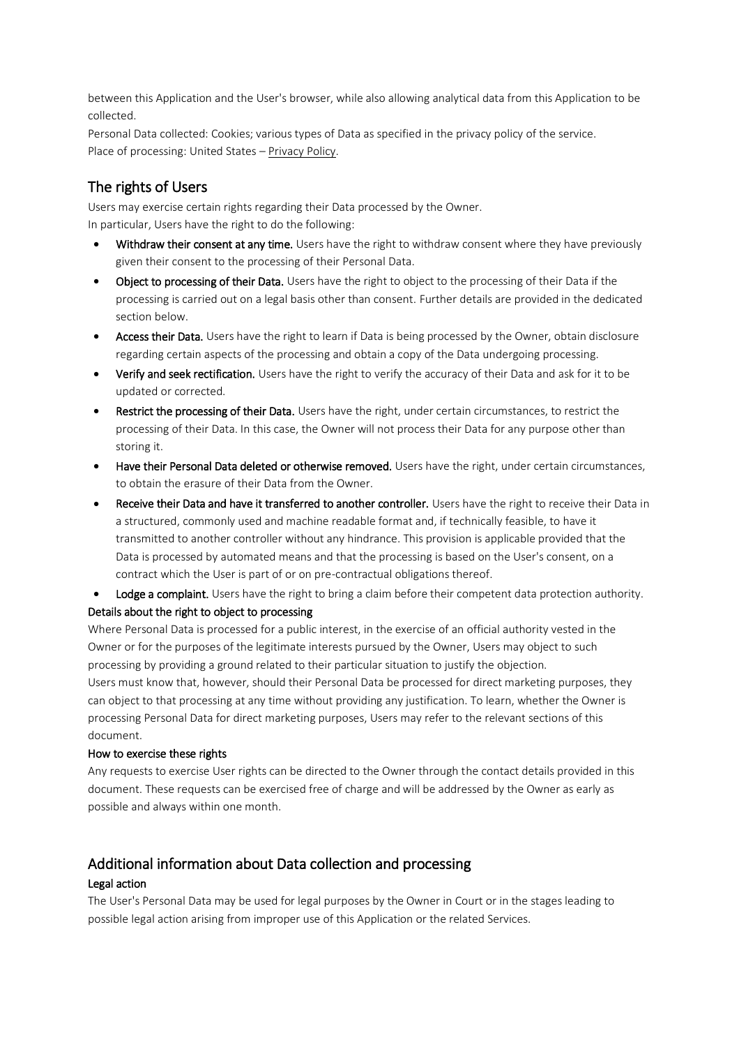between this Application and the User's browser, while also allowing analytical data from this Application to be collected.

Personal Data collected: Cookies; various types of Data as specified in the privacy policy of the service.

Place of processing: United States – Privacy Policy.

## The rights of Users

Users may exercise certain rights regarding their Data processed by the Owner.

In particular, Users have the right to do the following:

- **Withdraw their consent at any time.** Users have the right to withdraw consent where they have previously given their consent to the processing of their Personal Data.
- **Object to processing of their Data.** Users have the right to object to the processing of their Data if the processing is carried out on a legal basis other than consent. Further details are provided in the dedicated section below.
- **Access their Data.** Users have the right to learn if Data is being processed by the Owner, obtain disclosure regarding certain aspects of the processing and obtain a copy of the Data undergoing processing.
- **Verify and seek rectification.** Users have the right to verify the accuracy of their Data and ask for it to be updated or corrected.
- **Restrict the processing of their Data.** Users have the right, under certain circumstances, to restrict the processing of their Data. In this case, the Owner will not process their Data for any purpose other than storing it.
- **Have their Personal Data deleted or otherwise removed.** Users have the right, under certain circumstances, to obtain the erasure of their Data from the Owner.
- **Receive their Data and have it transferred to another controller.** Users have the right to receive their Data in a structured, commonly used and machine readable format and, if technically feasible, to have it transmitted to another controller without any hindrance. This provision is applicable provided that the Data is processed by automated means and that the processing is based on the User's consent, on a contract which the User is part of or on pre-contractual obligations thereof.
- **Lodge a complaint.** Users have the right to bring a claim before their competent data protection authority.

#### Details about the right to object to processing

Where Personal Data is processed for a public interest, in the exercise of an official authority vested in the Owner or for the purposes of the legitimate interests pursued by the Owner, Users may object to such processing by providing a ground related to their particular situation to justify the objection.

Users must know that, however, should their Personal Data be processed for direct marketing purposes, they can object to that processing at any time without providing any justification. To learn, whether the Owner is processing Personal Data for direct marketing purposes, Users may refer to the relevant sections of this document.

#### How to exercise these rights

Any requests to exercise User rights can be directed to the Owner through the contact details provided in this document. These requests can be exercised free of charge and will be addressed by the Owner as early as possible and always within one month.

## Additional information about Data collection and processing

#### Legal action

The User's Personal Data may be used for legal purposes by the Owner in Court or in the stages leading to possible legal action arising from improper use of this Application or the related Services.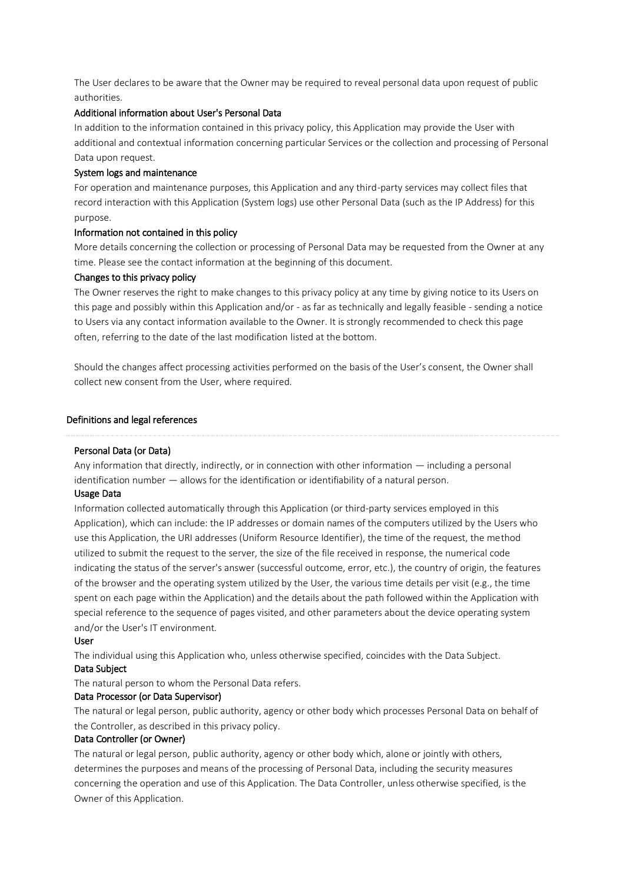The User declares to be aware that the Owner may be required to reveal personal data upon request of public authorities.

### Additional information about User's Personal Data

In addition to the information contained in this privacy policy, this Application may provide the User with additional and contextual information concerning particular Services or the collection and processing of Personal Data upon request.

### System logs and maintenance

For operation and maintenance purposes, this Application and any third-party services may collect files that record interaction with this Application (System logs) use other Personal Data (such as the IP Address) for this purpose.

### Information not contained in this policy

More details concerning the collection or processing of Personal Data may be requested from the Owner at any time. Please see the contact information at the beginning of this document.

### Changes to this privacy policy

The Owner reserves the right to make changes to this privacy policy at any time by giving notice to its Users on this page and possibly within this Application and/or - as far as technically and legally feasible - sending a notice to Users via any contact information available to the Owner. It is strongly recommended to check this page often, referring to the date of the last modification listed at the bottom.

Should the changes affect processing activities performed on the basis of the User's consent, the Owner shall collect new consent from the User, where required.

## Definitions and legal references

### Personal Data (or Data)

Any information that directly, indirectly, or in connection with other information — including a personal identification number — allows for the identification or identifiability of a natural person.

### Usage Data

Information collected automatically through this Application (or third-party services employed in this Application), which can include: the IP addresses or domain names of the computers utilized by the Users who use this Application, the URI addresses (Uniform Resource Identifier), the time of the request, the method utilized to submit the request to the server, the size of the file received in response, the numerical code indicating the status of the server's answer (successful outcome, error, etc.), the country of origin, the features of the browser and the operating system utilized by the User, the various time details per visit (e.g., the time spent on each page within the Application) and the details about the path followed within the Application with special reference to the sequence of pages visited, and other parameters about the device operating system and/or the User's IT environment.

### User

The individual using this Application who, unless otherwise specified, coincides with the Data Subject.

### Data Subject

The natural person to whom the Personal Data refers.

### Data Processor (or Data Supervisor)

The natural or legal person, public authority, agency or other body which processes Personal Data on behalf of the Controller, as described in this privacy policy.

### Data Controller (or Owner)

The natural or legal person, public authority, agency or other body which, alone or jointly with others, determines the purposes and means of the processing of Personal Data, including the security measures concerning the operation and use of this Application. The Data Controller, unless otherwise specified, is the Owner of this Application.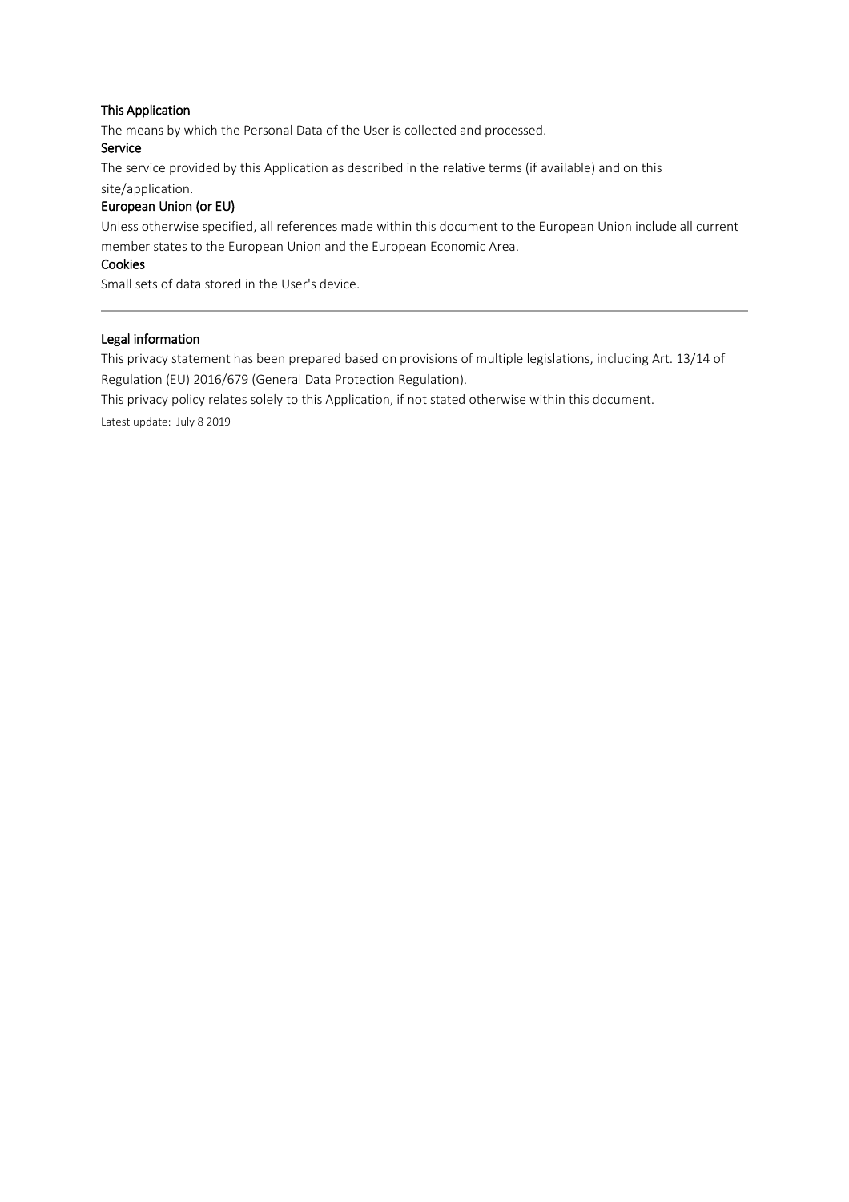#### This Application

The means by which the Personal Data of the User is collected and processed.

#### Service

The service provided by this Application as described in the relative terms (if available) and on this site/application.

#### European Union (or EU)

Unless otherwise specified, all references made within this document to the European Union include all current member states to the European Union and the European Economic Area.

#### Cookies

Small sets of data stored in the User's device.

---

#### Legal information

This privacy statement has been prepared based on provisions of multiple legislations, including Art. 13/14 of Regulation (EU) 2016/679 (General Data Protection Regulation).

This privacy policy relates solely to this Application, if not stated otherwise within this document.

Latest update: July 8 2019